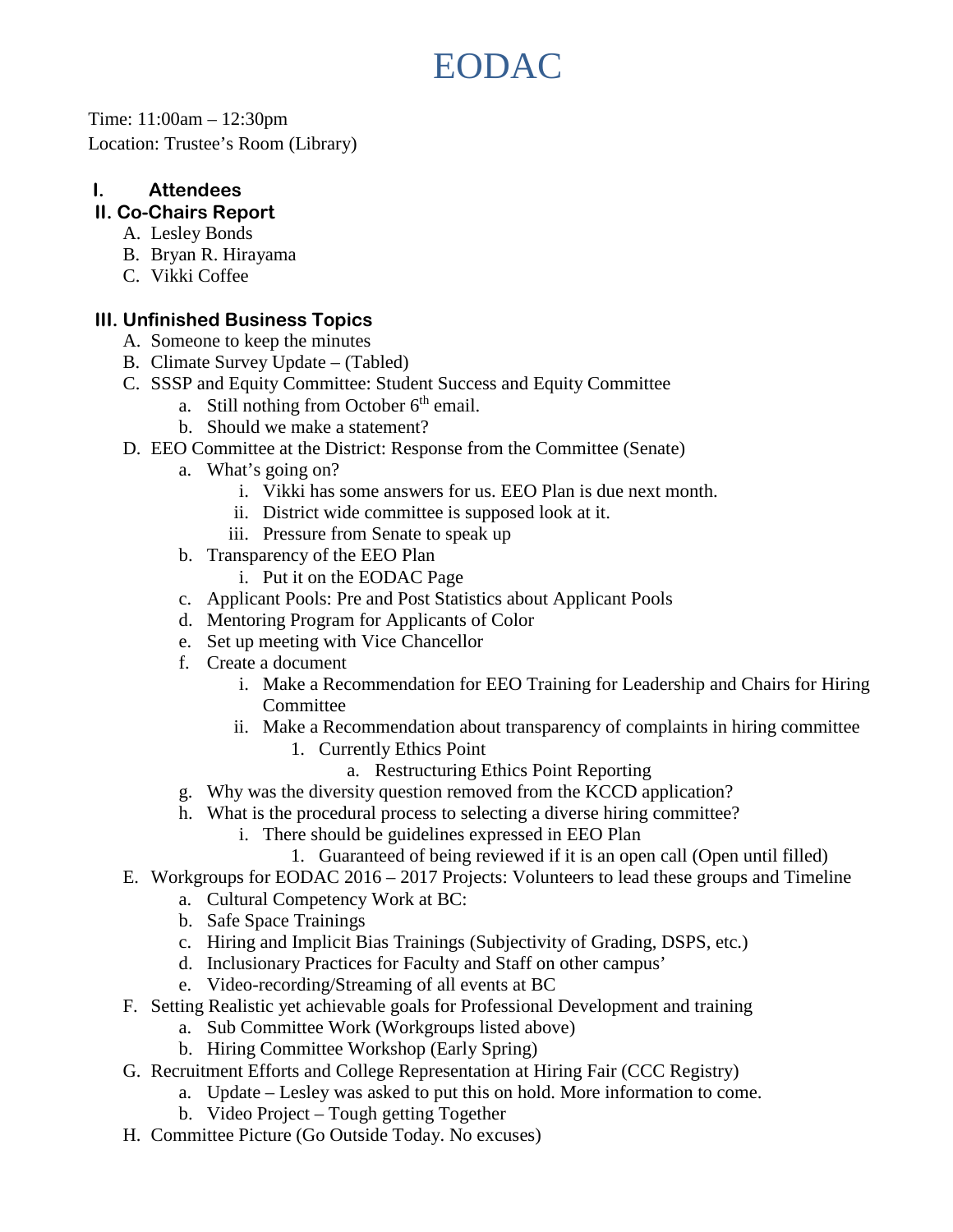# EODAC

Time: 11:00am – 12:30pm
Location: Trustee's Room (Library)

## I. Attendees

## II. Co-Chairs Report

A. Lesley Bonds
B. Bryan R. Hirayama
C. Vikki Coffee

## III. Unfinished Business Topics

A. Someone to keep the minutes
B. Climate Survey Update – (Tabled)
C. SSSP and Equity Committee: Student Success and Equity Committee
   a. Still nothing from October 6th email.
   b. Should we make a statement?
D. EEO Committee at the District: Response from the Committee (Senate)
   a. What's going on?
      i. Vikki has some answers for us. EEO Plan is due next month.
      ii. District wide committee is supposed look at it.
      iii. Pressure from Senate to speak up
   b. Transparency of the EEO Plan
      i. Put it on the EODAC Page
   c. Applicant Pools: Pre and Post Statistics about Applicant Pools
   d. Mentoring Program for Applicants of Color
   e. Set up meeting with Vice Chancellor
   f. Create a document
      i. Make a Recommendation for EEO Training for Leadership and Chairs for Hiring Committee
      ii. Make a Recommendation about transparency of complaints in hiring committee
         1. Currently Ethics Point
            a. Restructuring Ethics Point Reporting
   g. Why was the diversity question removed from the KCCD application?
   h. What is the procedural process to selecting a diverse hiring committee?
      i. There should be guidelines expressed in EEO Plan
         1. Guaranteed of being reviewed if it is an open call (Open until filled)
E. Workgroups for EODAC 2016 – 2017 Projects: Volunteers to lead these groups and Timeline
   a. Cultural Competency Work at BC:
   b. Safe Space Trainings
   c. Hiring and Implicit Bias Trainings (Subjectivity of Grading, DSPS, etc.)
   d. Inclusionary Practices for Faculty and Staff on other campus'
   e. Video-recording/Streaming of all events at BC
F. Setting Realistic yet achievable goals for Professional Development and training
   a. Sub Committee Work (Workgroups listed above)
   b. Hiring Committee Workshop (Early Spring)
G. Recruitment Efforts and College Representation at Hiring Fair (CCC Registry)
   a. Update – Lesley was asked to put this on hold. More information to come.
   b. Video Project – Tough getting Together
H. Committee Picture (Go Outside Today. No excuses)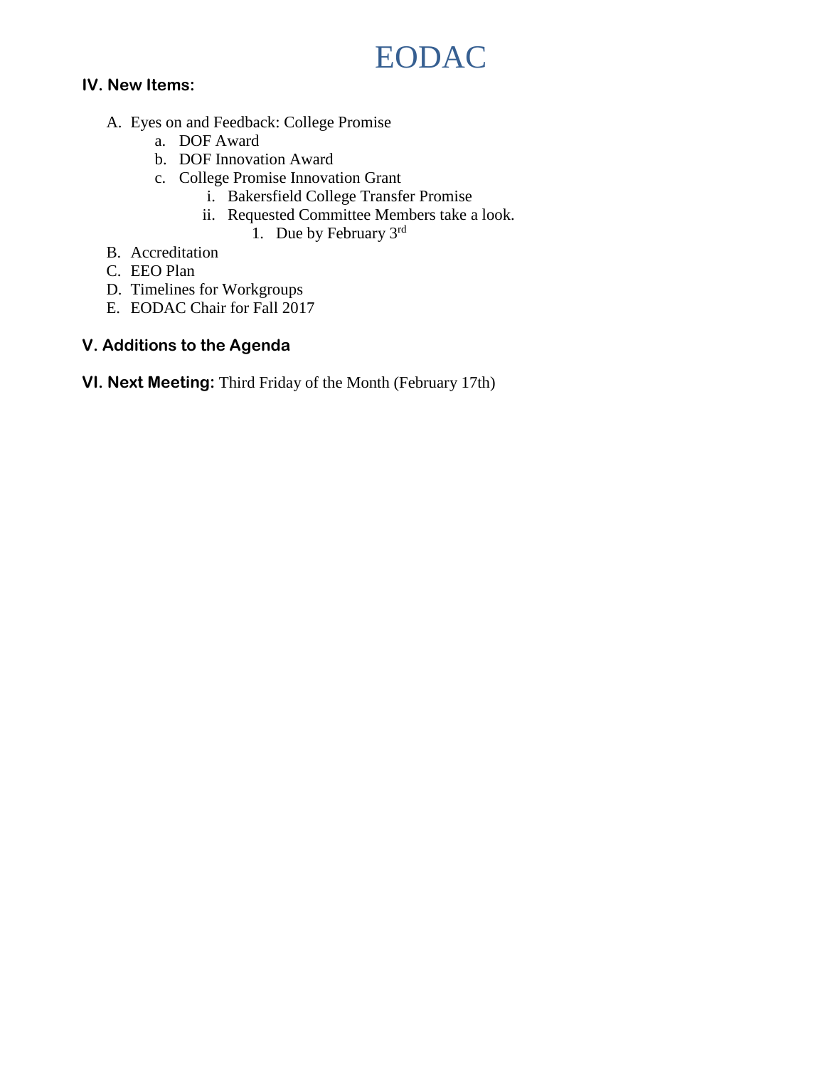# EODAC

## IV. New Items:

A. Eyes on and Feedback: College Promise
   a. DOF Award
   b. DOF Innovation Award
   c. College Promise Innovation Grant
      i. Bakersfield College Transfer Promise
      ii. Requested Committee Members take a look.
         1. Due by February 3rd

B. Accreditation

C. EEO Plan

D. Timelines for Workgroups

E. EODAC Chair for Fall 2017

## V. Additions to the Agenda

## VI. Next Meeting: Third Friday of the Month (February 17th)